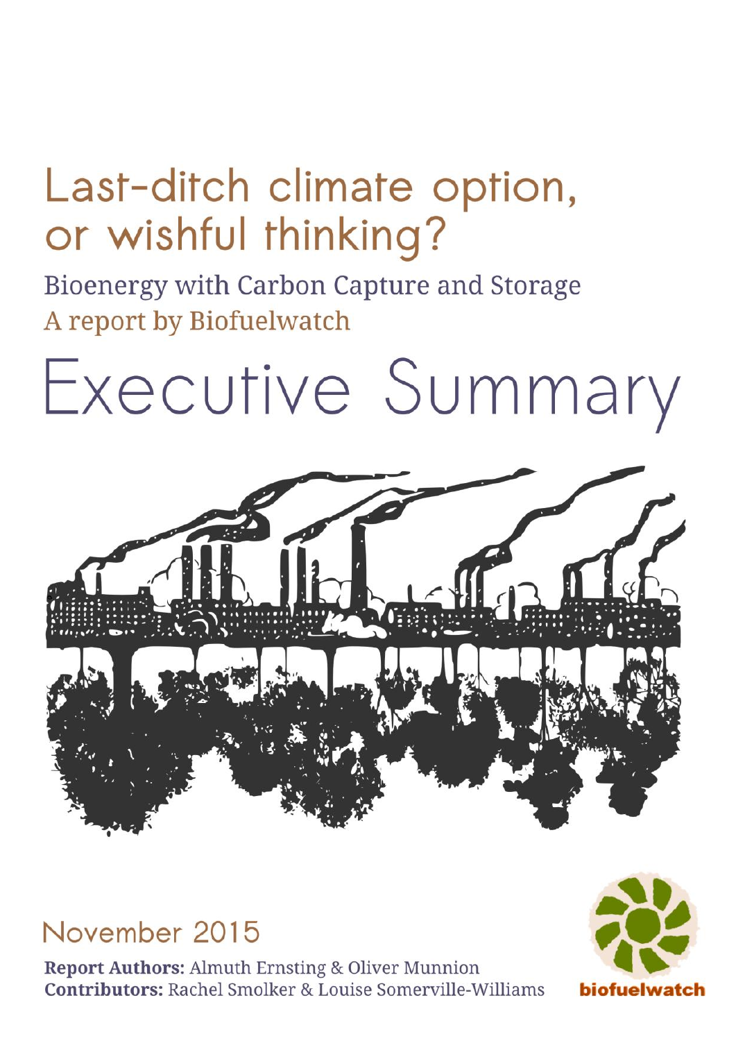# Last-ditch climate option, or wishful thinking?

## Bioenergy with Carbon Capture and Storage

A report by Biofuelwatch

# Executive Summary

November 2015

**Report Authors:** Almuth Ernsting & Oliver Munnion

**Contributors:** Rachel Smolker & Louise Somerville-Williams

biofuelwatch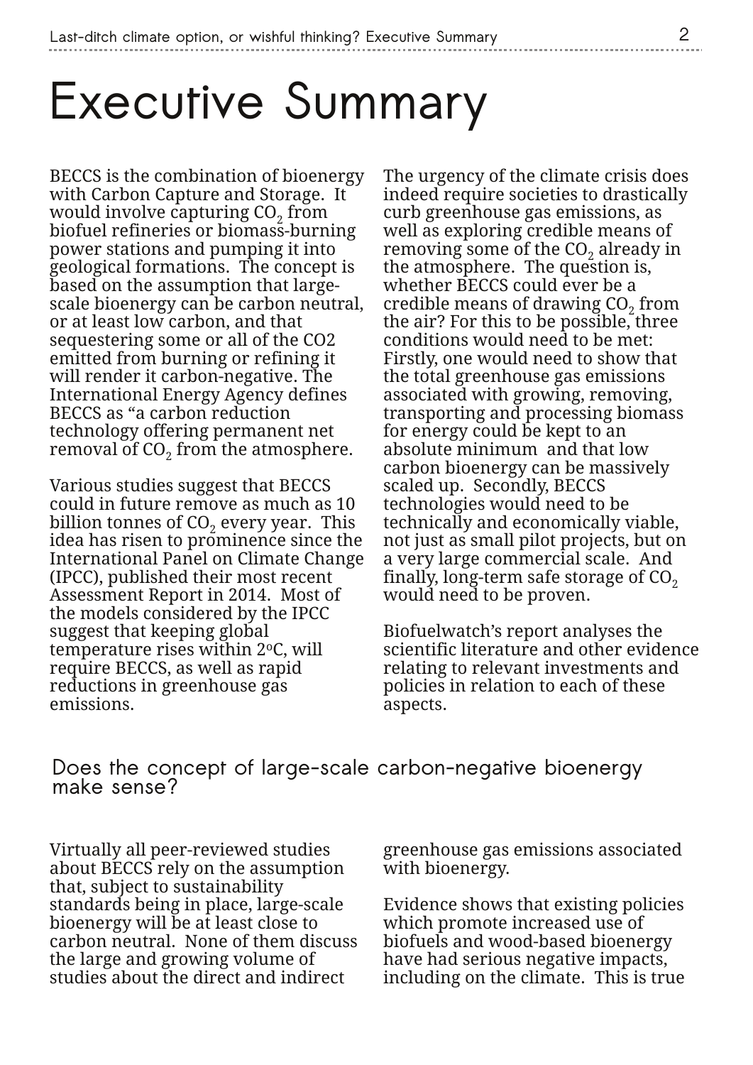# Executive Summary

BECCS is the combination of bioenergy with Carbon Capture and Storage. It would involve capturing $CO_2$ from biofuel refineries or biomass-burning power stations and pumping it into geological formations. The concept is based on the assumption that large-scale bioenergy can be carbon neutral, or at least low carbon, and that sequestering some or all of the CO2 emitted from burning or refining it will render it carbon-negative. The International Energy Agency defines BECCS as "a carbon reduction technology offering permanent net removal of $CO_2$ from the atmosphere.

Various studies suggest that BECCS could in future remove as much as 10 billion tonnes of $CO_2$ every year. This idea has risen to prominence since the International Panel on Climate Change (IPCC), published their most recent Assessment Report in 2014. Most of the models considered by the IPCC suggest that keeping global temperature rises within 2$^{o}$C, will require BECCS, as well as rapid reductions in greenhouse gas emissions.

The urgency of the climate crisis does indeed require societies to drastically curb greenhouse gas emissions, as well as exploring credible means of removing some of the $CO_2$ already in the atmosphere. The question is, whether BECCS could ever be a credible means of drawing $CO_2$ from the air? For this to be possible, three conditions would need to be met: Firstly, one would need to show that the total greenhouse gas emissions associated with growing, removing, transporting and processing biomass for energy could be kept to an absolute minimum and that low carbon bioenergy can be massively scaled up. Secondly, BECCS technologies would need to be technically and economically viable, not just as small pilot projects, but on a very large commercial scale. And finally, long-term safe storage of $CO_2$ would need to be proven.

Biofuelwatch's report analyses the scientific literature and other evidence relating to relevant investments and policies in relation to each of these aspects.

## Does the concept of large-scale carbon-negative bioenergy make sense?

Virtually all peer-reviewed studies about BECCS rely on the assumption that, subject to sustainability standards being in place, large-scale bioenergy will be at least close to carbon neutral. None of them discuss the large and growing volume of studies about the direct and indirect greenhouse gas emissions associated with bioenergy.

Evidence shows that existing policies which promote increased use of biofuels and wood-based bioenergy have had serious negative impacts, including on the climate. This is true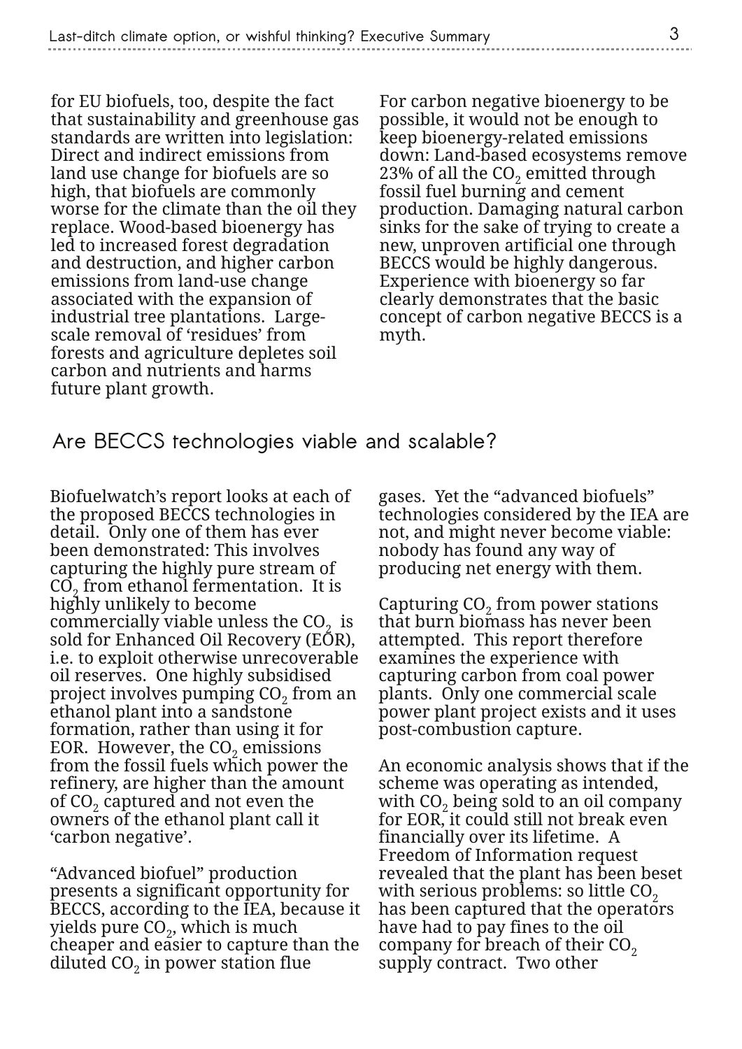for EU biofuels, too, despite the fact that sustainability and greenhouse gas standards are written into legislation: Direct and indirect emissions from land use change for biofuels are so high, that biofuels are commonly worse for the climate than the oil they replace. Wood-based bioenergy has led to increased forest degradation and destruction, and higher carbon emissions from land-use change associated with the expansion of industrial tree plantations. Large-scale removal of 'residues' from forests and agriculture depletes soil carbon and nutrients and harms future plant growth.

For carbon negative bioenergy to be possible, it would not be enough to keep bioenergy-related emissions down: Land-based ecosystems remove 23% of all the $CO_2$ emitted through fossil fuel burning and cement production. Damaging natural carbon sinks for the sake of trying to create a new, unproven artificial one through BECCS would be highly dangerous. Experience with bioenergy so far clearly demonstrates that the basic concept of carbon negative BECCS is a myth.

## Are BECCS technologies viable and scalable?

Biofuelwatch's report looks at each of the proposed BECCS technologies in detail. Only one of them has ever been demonstrated: This involves capturing the highly pure stream of $CO_2$ from ethanol fermentation. It is highly unlikely to become commercially viable unless the $CO_2$ is sold for Enhanced Oil Recovery (EOR), i.e. to exploit otherwise unrecoverable oil reserves. One highly subsidised project involves pumping $CO_2$ from an ethanol plant into a sandstone formation, rather than using it for EOR. However, the $CO_2$ emissions from the fossil fuels which power the refinery, are higher than the amount of $CO_2$ captured and not even the owners of the ethanol plant call it 'carbon negative'.

"Advanced biofuel" production presents a significant opportunity for BECCS, according to the IEA, because it yields pure $CO_2$, which is much cheaper and easier to capture than the diluted $CO_2$ in power station flue gases. Yet the "advanced biofuels" technologies considered by the IEA are not, and might never become viable: nobody has found any way of producing net energy with them.

Capturing $CO_2$ from power stations that burn biomass has never been attempted. This report therefore examines the experience with capturing carbon from coal power plants. Only one commercial scale power plant project exists and it uses post-combustion capture.

An economic analysis shows that if the scheme was operating as intended, with $CO_2$ being sold to an oil company for EOR, it could still not break even financially over its lifetime. A Freedom of Information request revealed that the plant has been beset with serious problems: so little $CO_2$ has been captured that the operators have had to pay fines to the oil company for breach of their $CO_2$ supply contract. Two other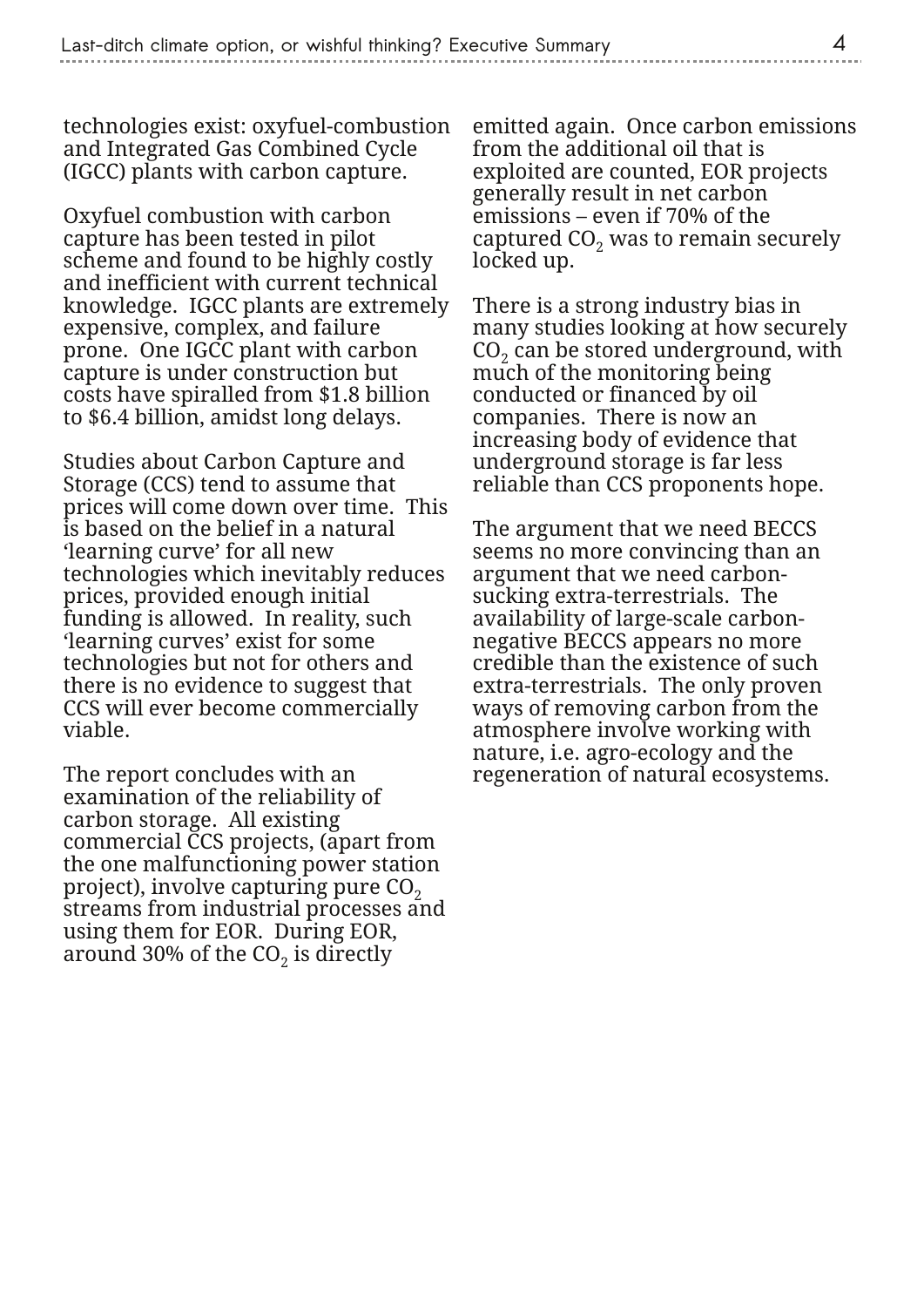technologies exist: oxyfuel-combustion and Integrated Gas Combined Cycle (IGCC) plants with carbon capture.

Oxyfuel combustion with carbon capture has been tested in pilot scheme and found to be highly costly and inefficient with current technical knowledge. IGCC plants are extremely expensive, complex, and failure prone. One IGCC plant with carbon capture is under construction but costs have spiralled from $1.8 billion to $6.4 billion, amidst long delays.

Studies about Carbon Capture and Storage (CCS) tend to assume that prices will come down over time. This is based on the belief in a natural 'learning curve' for all new technologies which inevitably reduces prices, provided enough initial funding is allowed. In reality, such 'learning curves' exist for some technologies but not for others and there is no evidence to suggest that CCS will ever become commercially viable.

The report concludes with an examination of the reliability of carbon storage. All existing commercial CCS projects, (apart from the one malfunctioning power station project), involve capturing pure $CO_2$ streams from industrial processes and using them for EOR. During EOR, around 30% of the $CO_2$ is directly emitted again. Once carbon emissions from the additional oil that is exploited are counted, EOR projects generally result in net carbon emissions – even if 70% of the captured $CO_2$ was to remain securely locked up.

There is a strong industry bias in many studies looking at how securely $CO_2$ can be stored underground, with much of the monitoring being conducted or financed by oil companies. There is now an increasing body of evidence that underground storage is far less reliable than CCS proponents hope.

The argument that we need BECCS seems no more convincing than an argument that we need carbon-sucking extra-terrestrials. The availability of large-scale carbon-negative BECCS appears no more credible than the existence of such extra-terrestrials. The only proven ways of removing carbon from the atmosphere involve working with nature, i.e. agro-ecology and the regeneration of natural ecosystems.